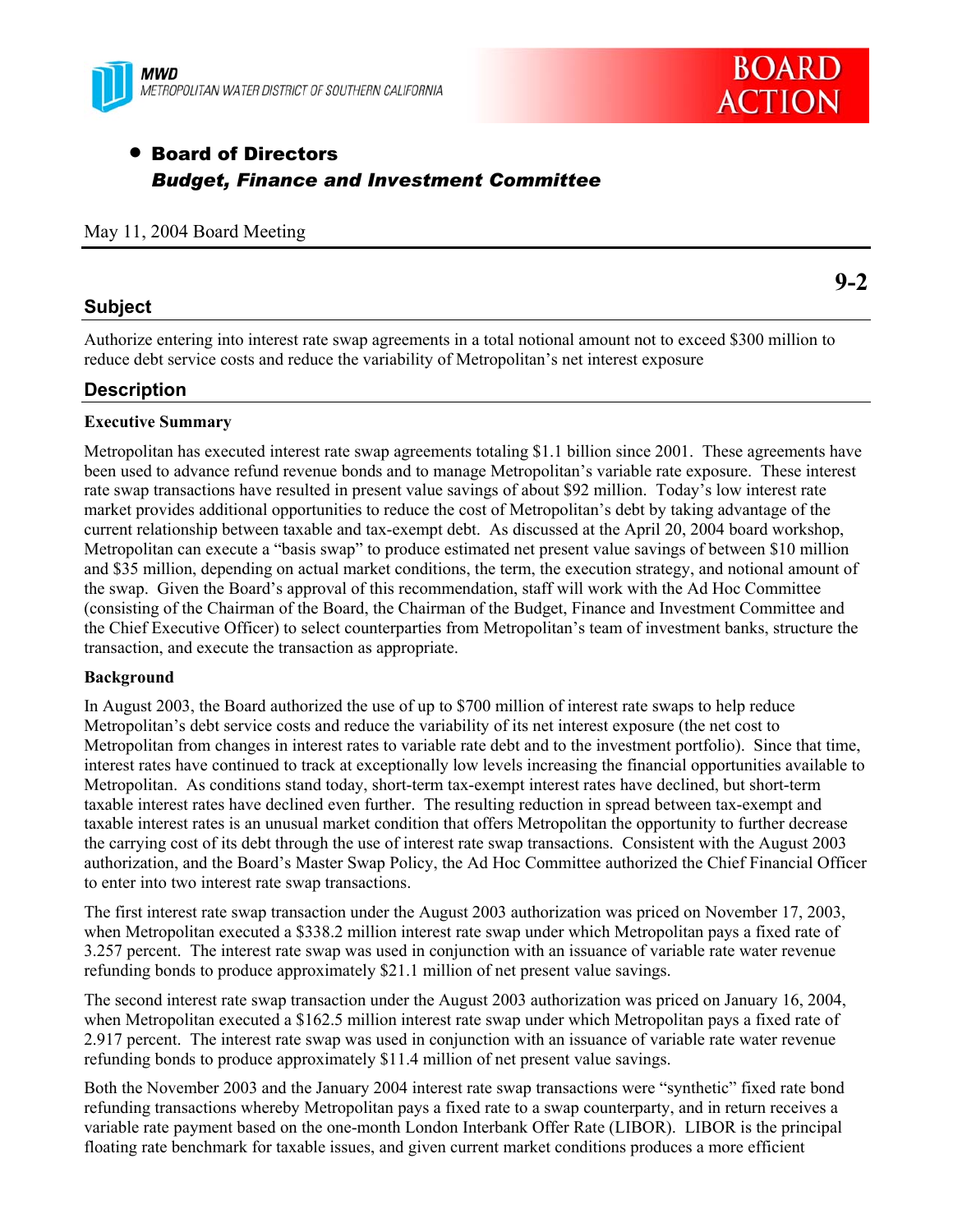MWD
METROPOLITAN WATER DISTRICT OF SOUTHERN CALIFORNIA

BOARD ACTION

- **Board of Directors**
  ***Budget, Finance and Investment Committee***

May 11, 2004 Board Meeting

**9-2**

## Subject

Authorize entering into interest rate swap agreements in a total notional amount not to exceed $300 million to reduce debt service costs and reduce the variability of Metropolitan's net interest exposure

## Description

**Executive Summary**

Metropolitan has executed interest rate swap agreements totaling $1.1 billion since 2001. These agreements have been used to advance refund revenue bonds and to manage Metropolitan's variable rate exposure. These interest rate swap transactions have resulted in present value savings of about $92 million. Today's low interest rate market provides additional opportunities to reduce the cost of Metropolitan's debt by taking advantage of the current relationship between taxable and tax-exempt debt. As discussed at the April 20, 2004 board workshop, Metropolitan can execute a "basis swap" to produce estimated net present value savings of between $10 million and $35 million, depending on actual market conditions, the term, the execution strategy, and notional amount of the swap. Given the Board's approval of this recommendation, staff will work with the Ad Hoc Committee (consisting of the Chairman of the Board, the Chairman of the Budget, Finance and Investment Committee and the Chief Executive Officer) to select counterparties from Metropolitan's team of investment banks, structure the transaction, and execute the transaction as appropriate.

**Background**

In August 2003, the Board authorized the use of up to $700 million of interest rate swaps to help reduce Metropolitan's debt service costs and reduce the variability of its net interest exposure (the net cost to Metropolitan from changes in interest rates to variable rate debt and to the investment portfolio). Since that time, interest rates have continued to track at exceptionally low levels increasing the financial opportunities available to Metropolitan. As conditions stand today, short-term tax-exempt interest rates have declined, but short-term taxable interest rates have declined even further. The resulting reduction in spread between tax-exempt and taxable interest rates is an unusual market condition that offers Metropolitan the opportunity to further decrease the carrying cost of its debt through the use of interest rate swap transactions. Consistent with the August 2003 authorization, and the Board's Master Swap Policy, the Ad Hoc Committee authorized the Chief Financial Officer to enter into two interest rate swap transactions.

The first interest rate swap transaction under the August 2003 authorization was priced on November 17, 2003, when Metropolitan executed a $338.2 million interest rate swap under which Metropolitan pays a fixed rate of 3.257 percent. The interest rate swap was used in conjunction with an issuance of variable rate water revenue refunding bonds to produce approximately $21.1 million of net present value savings.

The second interest rate swap transaction under the August 2003 authorization was priced on January 16, 2004, when Metropolitan executed a $162.5 million interest rate swap under which Metropolitan pays a fixed rate of 2.917 percent. The interest rate swap was used in conjunction with an issuance of variable rate water revenue refunding bonds to produce approximately $11.4 million of net present value savings.

Both the November 2003 and the January 2004 interest rate swap transactions were "synthetic" fixed rate bond refunding transactions whereby Metropolitan pays a fixed rate to a swap counterparty, and in return receives a variable rate payment based on the one-month London Interbank Offer Rate (LIBOR). LIBOR is the principal floating rate benchmark for taxable issues, and given current market conditions produces a more efficient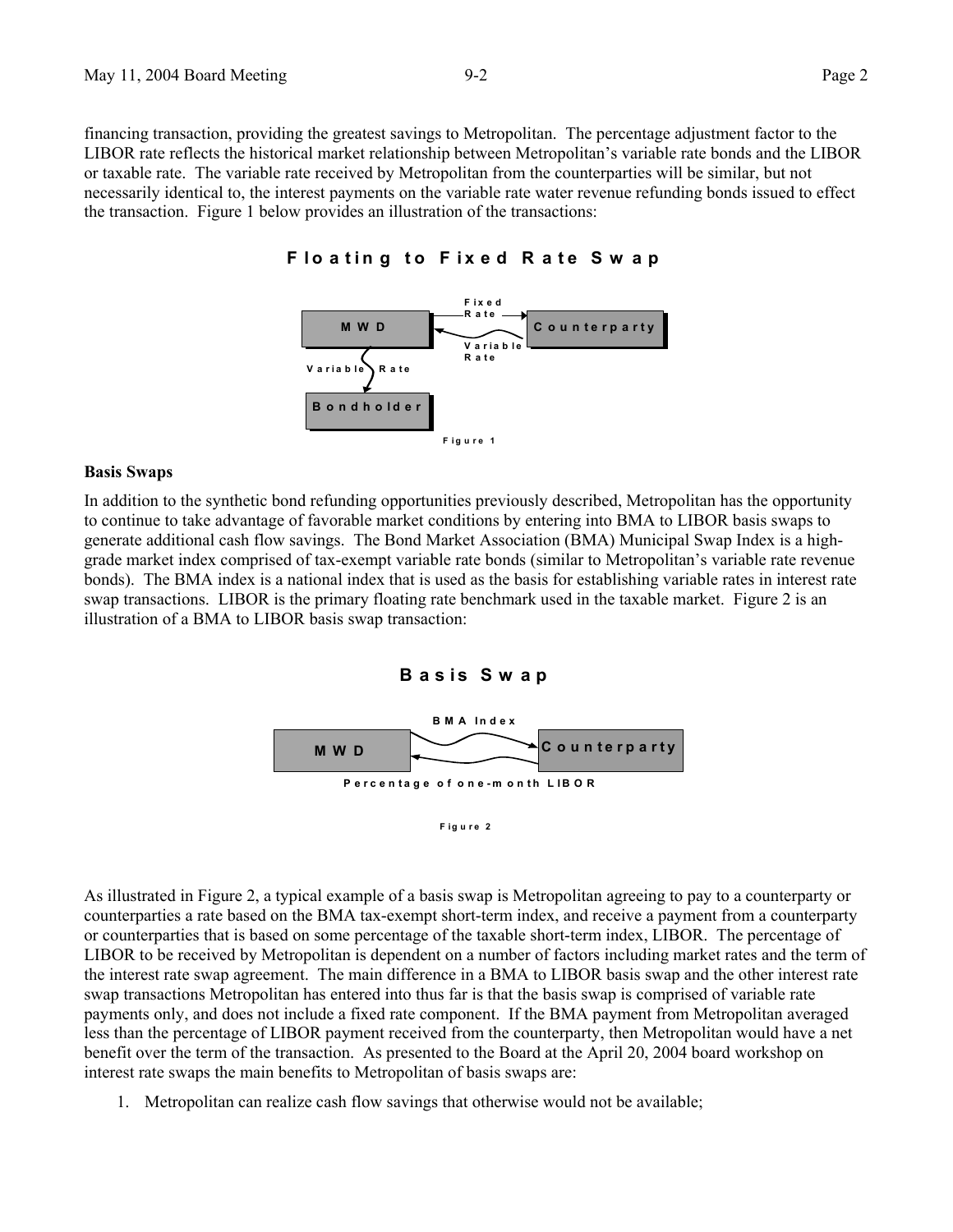financing transaction, providing the greatest savings to Metropolitan. The percentage adjustment factor to the LIBOR rate reflects the historical market relationship between Metropolitan's variable rate bonds and the LIBOR or taxable rate. The variable rate received by Metropolitan from the counterparties will be similar, but not necessarily identical to, the interest payments on the variable rate water revenue refunding bonds issued to effect the transaction. Figure 1 below provides an illustration of the transactions:

**Floating to Fixed Rate Swap**

MWD → Fixed Rate → Counterparty

Counterparty → Variable Rate → MWD

MWD → Variable Rate → Bondholder

Figure 1

**Basis Swaps**

In addition to the synthetic bond refunding opportunities previously described, Metropolitan has the opportunity to continue to take advantage of favorable market conditions by entering into BMA to LIBOR basis swaps to generate additional cash flow savings. The Bond Market Association (BMA) Municipal Swap Index is a high-grade market index comprised of tax-exempt variable rate bonds (similar to Metropolitan's variable rate revenue bonds). The BMA index is a national index that is used as the basis for establishing variable rates in interest rate swap transactions. LIBOR is the primary floating rate benchmark used in the taxable market. Figure 2 is an illustration of a BMA to LIBOR basis swap transaction:

**Basis Swap**

MWD → BMA Index → Counterparty

Counterparty → Percentage of one-month LIBOR → MWD

Figure 2

As illustrated in Figure 2, a typical example of a basis swap is Metropolitan agreeing to pay to a counterparty or counterparties a rate based on the BMA tax-exempt short-term index, and receive a payment from a counterparty or counterparties that is based on some percentage of the taxable short-term index, LIBOR. The percentage of LIBOR to be received by Metropolitan is dependent on a number of factors including market rates and the term of the interest rate swap agreement. The main difference in a BMA to LIBOR basis swap and the other interest rate swap transactions Metropolitan has entered into thus far is that the basis swap is comprised of variable rate payments only, and does not include a fixed rate component. If the BMA payment from Metropolitan averaged less than the percentage of LIBOR payment received from the counterparty, then Metropolitan would have a net benefit over the term of the transaction. As presented to the Board at the April 20, 2004 board workshop on interest rate swaps the main benefits to Metropolitan of basis swaps are:

1. Metropolitan can realize cash flow savings that otherwise would not be available;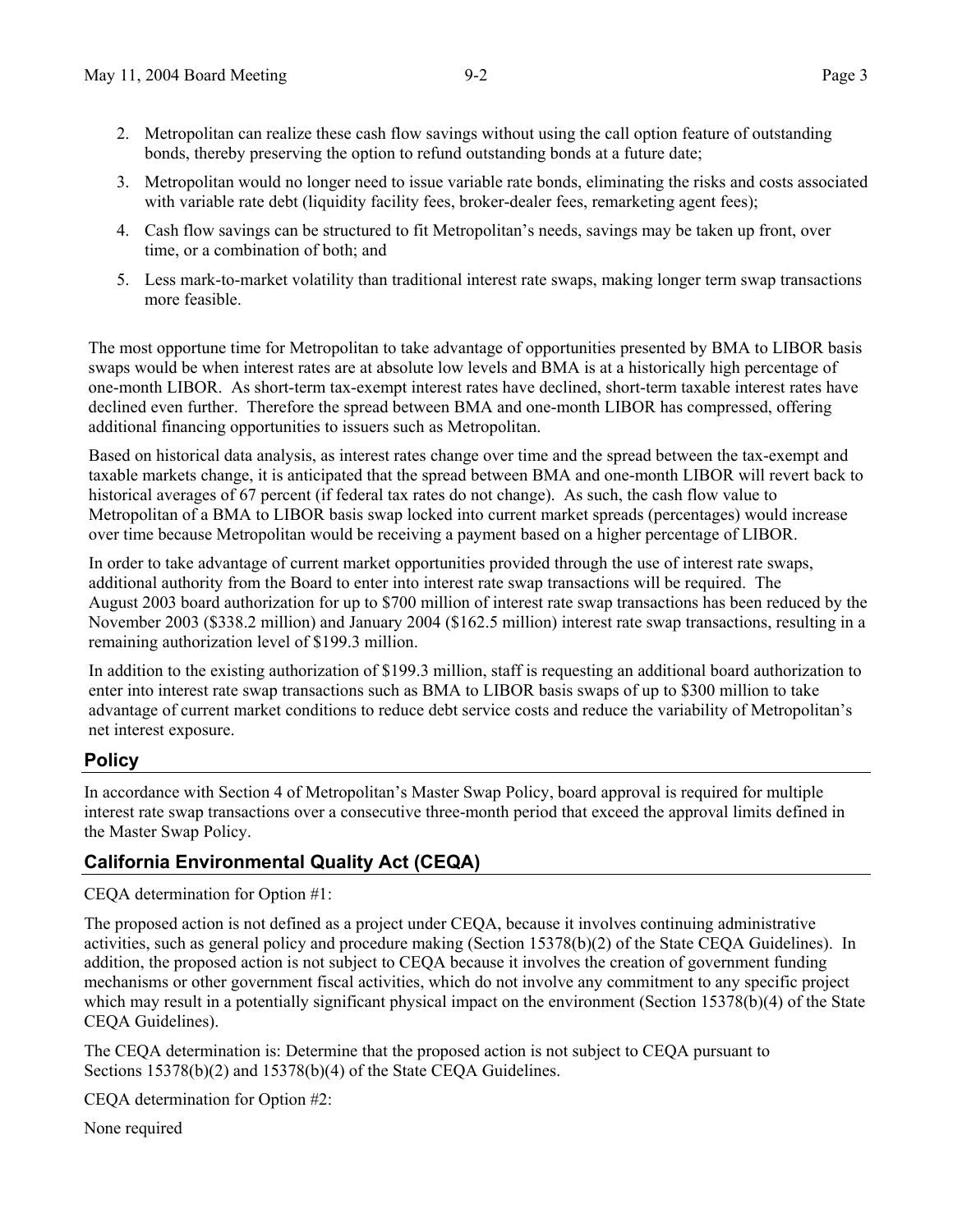2. Metropolitan can realize these cash flow savings without using the call option feature of outstanding bonds, thereby preserving the option to refund outstanding bonds at a future date;
3. Metropolitan would no longer need to issue variable rate bonds, eliminating the risks and costs associated with variable rate debt (liquidity facility fees, broker-dealer fees, remarketing agent fees);
4. Cash flow savings can be structured to fit Metropolitan's needs, savings may be taken up front, over time, or a combination of both; and
5. Less mark-to-market volatility than traditional interest rate swaps, making longer term swap transactions more feasible.

The most opportune time for Metropolitan to take advantage of opportunities presented by BMA to LIBOR basis swaps would be when interest rates are at absolute low levels and BMA is at a historically high percentage of one-month LIBOR. As short-term tax-exempt interest rates have declined, short-term taxable interest rates have declined even further. Therefore the spread between BMA and one-month LIBOR has compressed, offering additional financing opportunities to issuers such as Metropolitan.

Based on historical data analysis, as interest rates change over time and the spread between the tax-exempt and taxable markets change, it is anticipated that the spread between BMA and one-month LIBOR will revert back to historical averages of 67 percent (if federal tax rates do not change). As such, the cash flow value to Metropolitan of a BMA to LIBOR basis swap locked into current market spreads (percentages) would increase over time because Metropolitan would be receiving a payment based on a higher percentage of LIBOR.

In order to take advantage of current market opportunities provided through the use of interest rate swaps, additional authority from the Board to enter into interest rate swap transactions will be required. The August 2003 board authorization for up to $700 million of interest rate swap transactions has been reduced by the November 2003 ($338.2 million) and January 2004 ($162.5 million) interest rate swap transactions, resulting in a remaining authorization level of $199.3 million.

In addition to the existing authorization of $199.3 million, staff is requesting an additional board authorization to enter into interest rate swap transactions such as BMA to LIBOR basis swaps of up to $300 million to take advantage of current market conditions to reduce debt service costs and reduce the variability of Metropolitan's net interest exposure.

## Policy

In accordance with Section 4 of Metropolitan's Master Swap Policy, board approval is required for multiple interest rate swap transactions over a consecutive three-month period that exceed the approval limits defined in the Master Swap Policy.

## California Environmental Quality Act (CEQA)

CEQA determination for Option #1:

The proposed action is not defined as a project under CEQA, because it involves continuing administrative activities, such as general policy and procedure making (Section 15378(b)(2) of the State CEQA Guidelines). In addition, the proposed action is not subject to CEQA because it involves the creation of government funding mechanisms or other government fiscal activities, which do not involve any commitment to any specific project which may result in a potentially significant physical impact on the environment (Section 15378(b)(4) of the State CEQA Guidelines).

The CEQA determination is: Determine that the proposed action is not subject to CEQA pursuant to Sections 15378(b)(2) and 15378(b)(4) of the State CEQA Guidelines.

CEQA determination for Option #2:

None required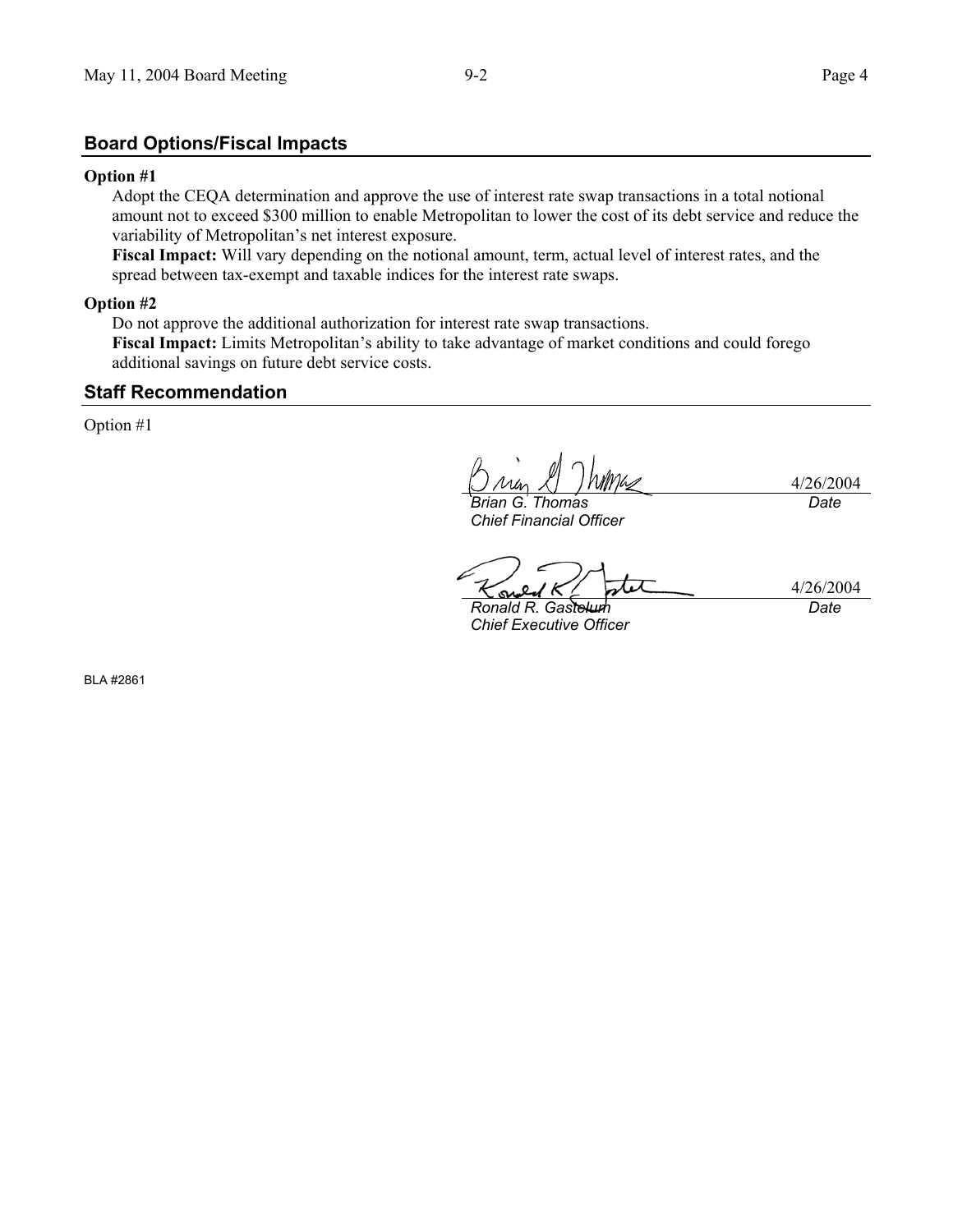## Board Options/Fiscal Impacts

**Option #1**

Adopt the CEQA determination and approve the use of interest rate swap transactions in a total notional amount not to exceed $300 million to enable Metropolitan to lower the cost of its debt service and reduce the variability of Metropolitan's net interest exposure.

**Fiscal Impact:** Will vary depending on the notional amount, term, actual level of interest rates, and the spread between tax-exempt and taxable indices for the interest rate swaps.

**Option #2**

Do not approve the additional authorization for interest rate swap transactions.

**Fiscal Impact:** Limits Metropolitan's ability to take advantage of market conditions and could forego additional savings on future debt service costs.

## Staff Recommendation

Option #1

4/26/2004

*Brian G. Thomas* — *Date*
*Chief Financial Officer*

4/26/2004

*Ronald R. Gastelum* — *Date*
*Chief Executive Officer*

BLA #2861